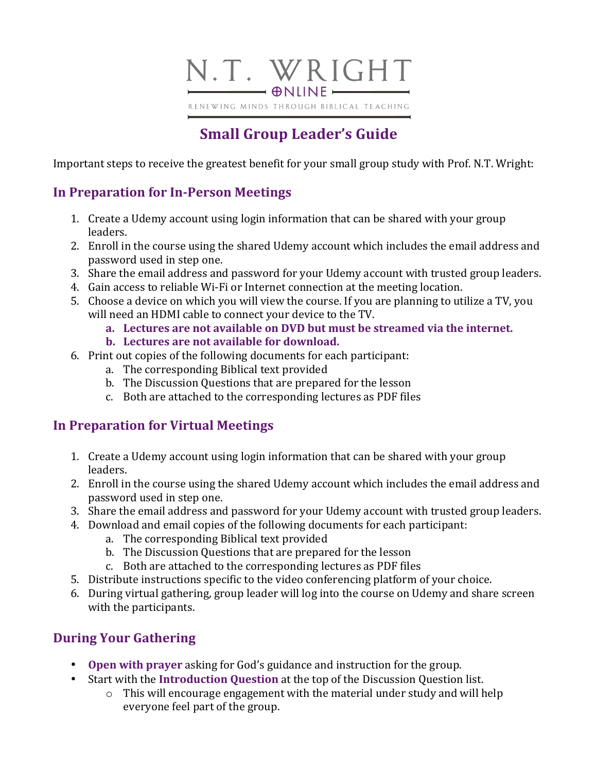# N.T. WRIGHT ONLINE

RENEWING MINDS THROUGH BIBLICAL TEACHING

## Small Group Leader's Guide

Important steps to receive the greatest benefit for your small group study with Prof. N.T. Wright:

### In Preparation for In-Person Meetings

1. Create a Udemy account using login information that can be shared with your group leaders.
2. Enroll in the course using the shared Udemy account which includes the email address and password used in step one.
3. Share the email address and password for your Udemy account with trusted group leaders.
4. Gain access to reliable Wi-Fi or Internet connection at the meeting location.
5. Choose a device on which you will view the course. If you are planning to utilize a TV, you will need an HDMI cable to connect your device to the TV.
    a. **Lectures are not available on DVD but must be streamed via the internet.**
    b. **Lectures are not available for download.**
6. Print out copies of the following documents for each participant:
    a. The corresponding Biblical text provided
    b. The Discussion Questions that are prepared for the lesson
    c. Both are attached to the corresponding lectures as PDF files

### In Preparation for Virtual Meetings

1. Create a Udemy account using login information that can be shared with your group leaders.
2. Enroll in the course using the shared Udemy account which includes the email address and password used in step one.
3. Share the email address and password for your Udemy account with trusted group leaders.
4. Download and email copies of the following documents for each participant:
    a. The corresponding Biblical text provided
    b. The Discussion Questions that are prepared for the lesson
    c. Both are attached to the corresponding lectures as PDF files
5. Distribute instructions specific to the video conferencing platform of your choice.
6. During virtual gathering, group leader will log into the course on Udemy and share screen with the participants.

### During Your Gathering

- **Open with prayer** asking for God's guidance and instruction for the group.
- Start with the **Introduction Question** at the top of the Discussion Question list.
    - This will encourage engagement with the material under study and will help everyone feel part of the group.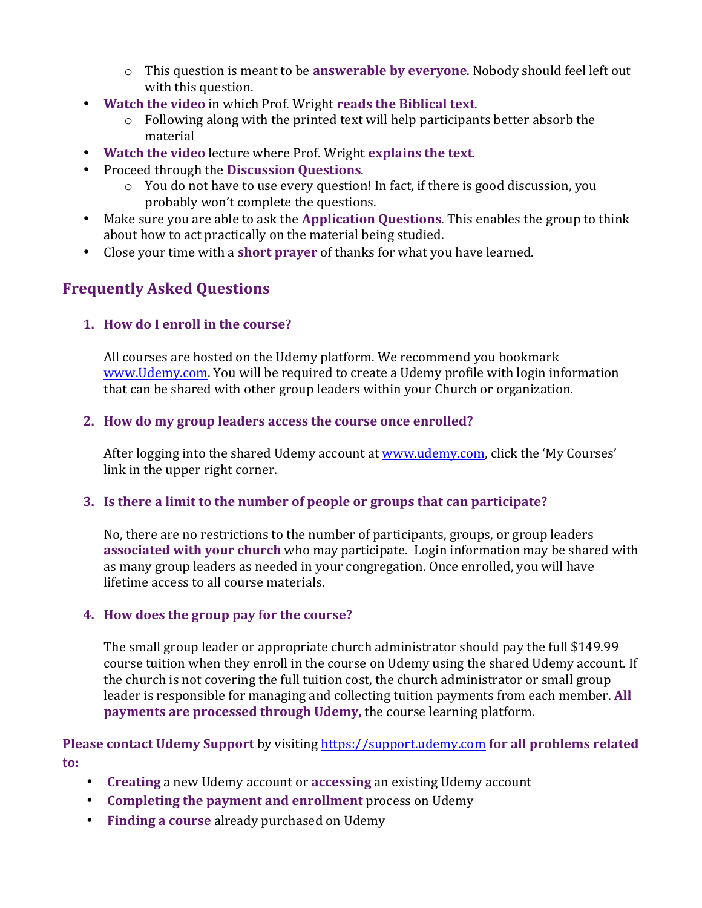- This question is meant to be **answerable by everyone**. Nobody should feel left out with this question.
- **Watch the video** in which Prof. Wright **reads the Biblical text**.
    - Following along with the printed text will help participants better absorb the material
- **Watch the video** lecture where Prof. Wright **explains the text**.
- Proceed through the **Discussion Questions**.
    - You do not have to use every question! In fact, if there is good discussion, you probably won't complete the questions.
- Make sure you are able to ask the **Application Questions**. This enables the group to think about how to act practically on the material being studied.
- Close your time with a **short prayer** of thanks for what you have learned.

## Frequently Asked Questions

1. **How do I enroll in the course?**

   All courses are hosted on the Udemy platform. We recommend you bookmark www.Udemy.com. You will be required to create a Udemy profile with login information that can be shared with other group leaders within your Church or organization.

2. **How do my group leaders access the course once enrolled?**

   After logging into the shared Udemy account at www.udemy.com, click the 'My Courses' link in the upper right corner.

3. **Is there a limit to the number of people or groups that can participate?**

   No, there are no restrictions to the number of participants, groups, or group leaders **associated with your church** who may participate. Login information may be shared with as many group leaders as needed in your congregation. Once enrolled, you will have lifetime access to all course materials.

4. **How does the group pay for the course?**

   The small group leader or appropriate church administrator should pay the full $149.99 course tuition when they enroll in the course on Udemy using the shared Udemy account. If the church is not covering the full tuition cost, the church administrator or small group leader is responsible for managing and collecting tuition payments from each member. **All payments are processed through Udemy,** the course learning platform.

**Please contact Udemy Support** by visiting https://support.udemy.com **for all problems related to:**

- **Creating** a new Udemy account or **accessing** an existing Udemy account
- **Completing the payment and enrollment** process on Udemy
- **Finding a course** already purchased on Udemy